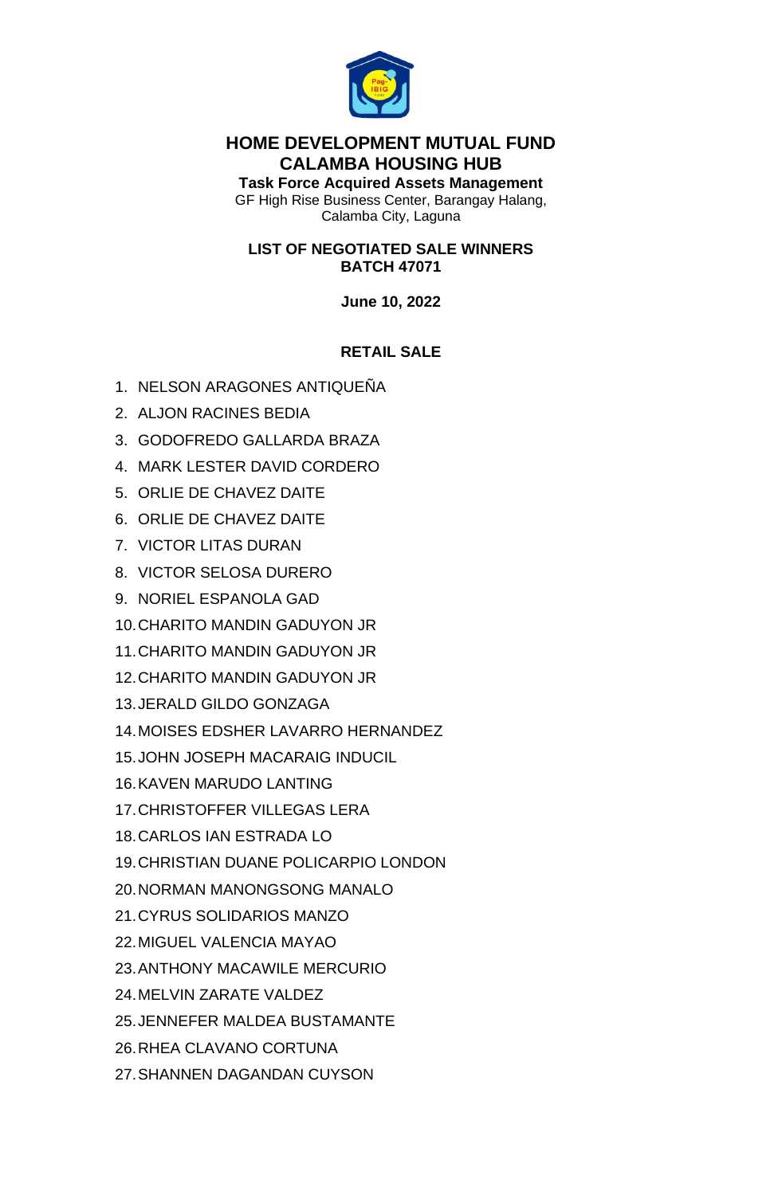# HOME DEVELOPMENT MUTUAL FUND
# CALAMBA HOUSING HUB

**Task Force Acquired Assets Management**

GF High Rise Business Center, Barangay Halang,
Calamba City, Laguna

## LIST OF NEGOTIATED SALE WINNERS
## BATCH 47071

**June 10, 2022**

### RETAIL SALE

1. NELSON ARAGONES ANTIQUEÑA
2. ALJON RACINES BEDIA
3. GODOFREDO GALLARDA BRAZA
4. MARK LESTER DAVID CORDERO
5. ORLIE DE CHAVEZ DAITE
6. ORLIE DE CHAVEZ DAITE
7. VICTOR LITAS DURAN
8. VICTOR SELOSA DURERO
9. NORIEL ESPANOLA GAD
10. CHARITO MANDIN GADUYON JR
11. CHARITO MANDIN GADUYON JR
12. CHARITO MANDIN GADUYON JR
13. JERALD GILDO GONZAGA
14. MOISES EDSHER LAVARRO HERNANDEZ
15. JOHN JOSEPH MACARAIG INDUCIL
16. KAVEN MARUDO LANTING
17. CHRISTOFFER VILLEGAS LERA
18. CARLOS IAN ESTRADA LO
19. CHRISTIAN DUANE POLICARPIO LONDON
20. NORMAN MANONGSONG MANALO
21. CYRUS SOLIDARIOS MANZO
22. MIGUEL VALENCIA MAYAO
23. ANTHONY MACAWILE MERCURIO
24. MELVIN ZARATE VALDEZ
25. JENNEFER MALDEA BUSTAMANTE
26. RHEA CLAVANO CORTUNA
27. SHANNEN DAGANDAN CUYSON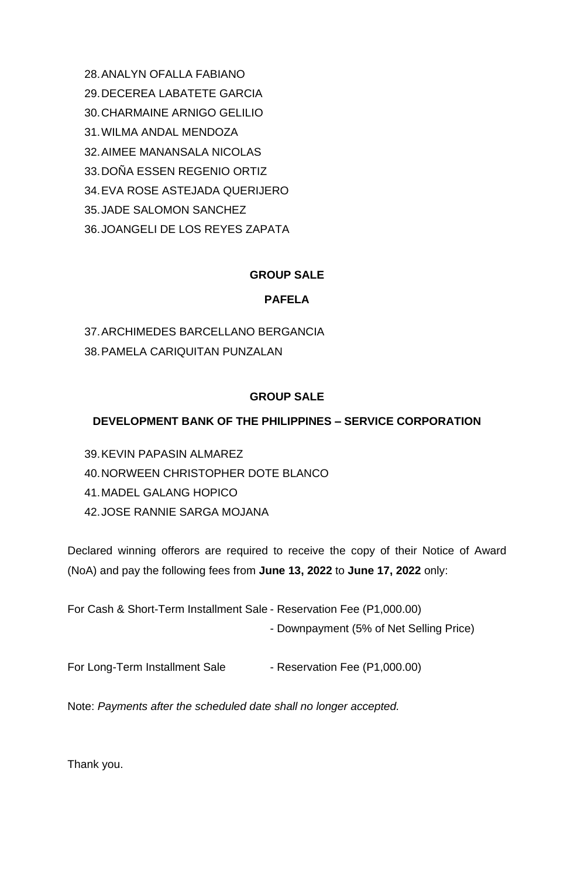28. ANALYN OFALLA FABIANO
29. DECEREA LABATETE GARCIA
30. CHARMAINE ARNIGO GELILIO
31. WILMA ANDAL MENDOZA
32. AIMEE MANANSALA NICOLAS
33. DOÑA ESSEN REGENIO ORTIZ
34. EVA ROSE ASTEJADA QUERIJERO
35. JADE SALOMON SANCHEZ
36. JOANGELI DE LOS REYES ZAPATA

**GROUP SALE**

**PAFELA**

37. ARCHIMEDES BARCELLANO BERGANCIA
38. PAMELA CARIQUITAN PUNZALAN

**GROUP SALE**

**DEVELOPMENT BANK OF THE PHILIPPINES – SERVICE CORPORATION**

39. KEVIN PAPASIN ALMAREZ
40. NORWEEN CHRISTOPHER DOTE BLANCO
41. MADEL GALANG HOPICO
42. JOSE RANNIE SARGA MOJANA

Declared winning offerors are required to receive the copy of their Notice of Award (NoA) and pay the following fees from **June 13, 2022** to **June 17, 2022** only:

For Cash & Short-Term Installment Sale - Reservation Fee (P1,000.00)
- Downpayment (5% of Net Selling Price)

For Long-Term Installment Sale - Reservation Fee (P1,000.00)

Note: *Payments after the scheduled date shall no longer accepted.*

Thank you.